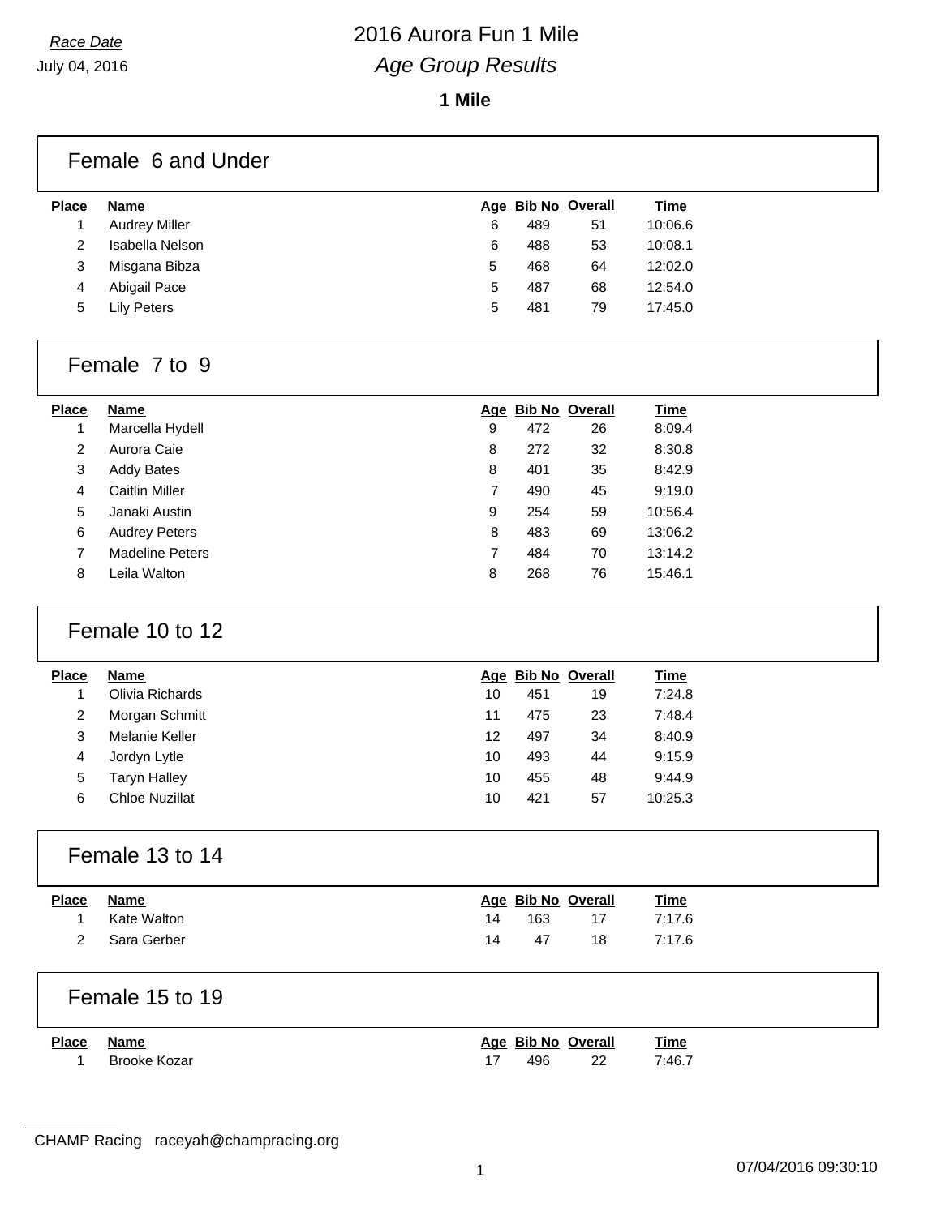*Race Date*
July 04, 2016

# 2016 Aurora Fun 1 Mile

## *Age Group Results*

**1 Mile**

### Female 6 and Under

| Place | Name | Age | Bib No | Overall | Time |
|---|---|---|---|---|---|
| 1 | Audrey Miller | 6 | 489 | 51 | 10:06.6 |
| 2 | Isabella Nelson | 6 | 488 | 53 | 10:08.1 |
| 3 | Misgana Bibza | 5 | 468 | 64 | 12:02.0 |
| 4 | Abigail Pace | 5 | 487 | 68 | 12:54.0 |
| 5 | Lily Peters | 5 | 481 | 79 | 17:45.0 |

### Female 7 to 9

| Place | Name | Age | Bib No | Overall | Time |
|---|---|---|---|---|---|
| 1 | Marcella Hydell | 9 | 472 | 26 | 8:09.4 |
| 2 | Aurora Caie | 8 | 272 | 32 | 8:30.8 |
| 3 | Addy Bates | 8 | 401 | 35 | 8:42.9 |
| 4 | Caitlin Miller | 7 | 490 | 45 | 9:19.0 |
| 5 | Janaki Austin | 9 | 254 | 59 | 10:56.4 |
| 6 | Audrey Peters | 8 | 483 | 69 | 13:06.2 |
| 7 | Madeline Peters | 7 | 484 | 70 | 13:14.2 |
| 8 | Leila Walton | 8 | 268 | 76 | 15:46.1 |

### Female 10 to 12

| Place | Name | Age | Bib No | Overall | Time |
|---|---|---|---|---|---|
| 1 | Olivia Richards | 10 | 451 | 19 | 7:24.8 |
| 2 | Morgan Schmitt | 11 | 475 | 23 | 7:48.4 |
| 3 | Melanie Keller | 12 | 497 | 34 | 8:40.9 |
| 4 | Jordyn Lytle | 10 | 493 | 44 | 9:15.9 |
| 5 | Taryn Halley | 10 | 455 | 48 | 9:44.9 |
| 6 | Chloe Nuzillat | 10 | 421 | 57 | 10:25.3 |

### Female 13 to 14

| Place | Name | Age | Bib No | Overall | Time |
|---|---|---|---|---|---|
| 1 | Kate Walton | 14 | 163 | 17 | 7:17.6 |
| 2 | Sara Gerber | 14 | 47 | 18 | 7:17.6 |

### Female 15 to 19

| Place | Name | Age | Bib No | Overall | Time |
|---|---|---|---|---|---|
| 1 | Brooke Kozar | 17 | 496 | 22 | 7:46.7 |

CHAMP Racing raceyah@champracing.org

07/04/2016 09:30:10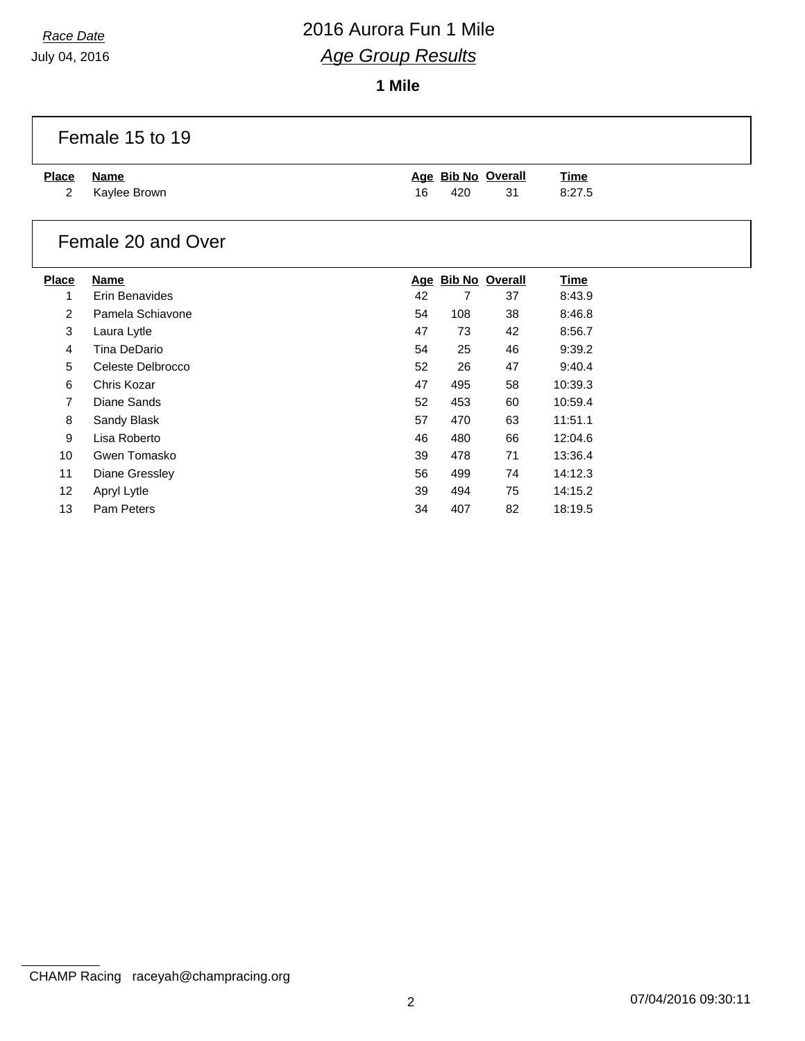*Race Date*

July 04, 2016

# 2016 Aurora Fun 1 Mile

## *Age Group Results*

**1 Mile**

### Female 15 to 19

| Place | Name | Age | Bib No | Overall | Time |
|---|---|---|---|---|---|
| 2 | Kaylee Brown | 16 | 420 | 31 | 8:27.5 |

### Female 20 and Over

| Place | Name | Age | Bib No | Overall | Time |
|---|---|---|---|---|---|
| 1 | Erin Benavides | 42 | 7 | 37 | 8:43.9 |
| 2 | Pamela Schiavone | 54 | 108 | 38 | 8:46.8 |
| 3 | Laura Lytle | 47 | 73 | 42 | 8:56.7 |
| 4 | Tina DeDario | 54 | 25 | 46 | 9:39.2 |
| 5 | Celeste Delbrocco | 52 | 26 | 47 | 9:40.4 |
| 6 | Chris Kozar | 47 | 495 | 58 | 10:39.3 |
| 7 | Diane Sands | 52 | 453 | 60 | 10:59.4 |
| 8 | Sandy Blask | 57 | 470 | 63 | 11:51.1 |
| 9 | Lisa Roberto | 46 | 480 | 66 | 12:04.6 |
| 10 | Gwen Tomasko | 39 | 478 | 71 | 13:36.4 |
| 11 | Diane Gressley | 56 | 499 | 74 | 14:12.3 |
| 12 | Apryl Lytle | 39 | 494 | 75 | 14:15.2 |
| 13 | Pam Peters | 34 | 407 | 82 | 18:19.5 |

CHAMP Racing raceyah@champracing.org

07/04/2016 09:30:11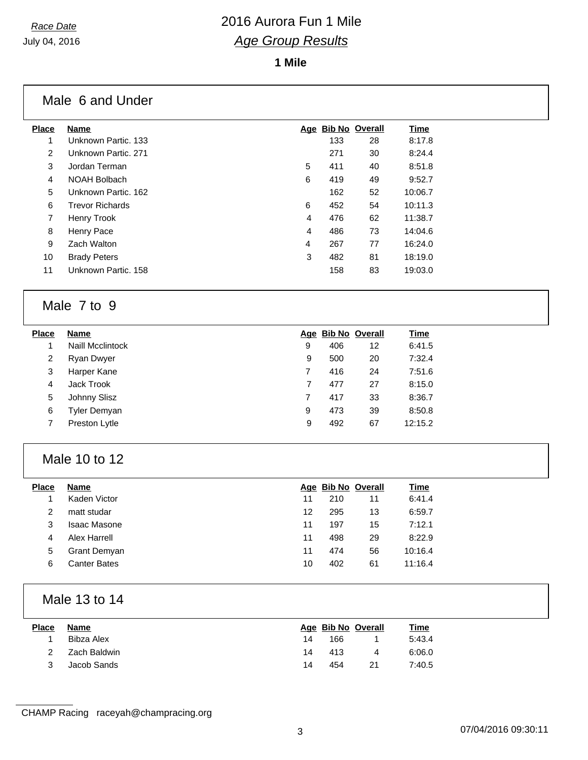# 2016 Aurora Fun 1 Mile

*Race Date*
July 04, 2016

## *Age Group Results*

**1 Mile**

### Male 6 and Under

| Place | Name | Age | Bib No | Overall | Time |
|---|---|---|---|---|---|
| 1 | Unknown Partic. 133 | | 133 | 28 | 8:17.8 |
| 2 | Unknown Partic. 271 | | 271 | 30 | 8:24.4 |
| 3 | Jordan Terman | 5 | 411 | 40 | 8:51.8 |
| 4 | NOAH Bolbach | 6 | 419 | 49 | 9:52.7 |
| 5 | Unknown Partic. 162 | | 162 | 52 | 10:06.7 |
| 6 | Trevor Richards | 6 | 452 | 54 | 10:11.3 |
| 7 | Henry Trook | 4 | 476 | 62 | 11:38.7 |
| 8 | Henry Pace | 4 | 486 | 73 | 14:04.6 |
| 9 | Zach Walton | 4 | 267 | 77 | 16:24.0 |
| 10 | Brady Peters | 3 | 482 | 81 | 18:19.0 |
| 11 | Unknown Partic. 158 | | 158 | 83 | 19:03.0 |

### Male 7 to 9

| Place | Name | Age | Bib No | Overall | Time |
|---|---|---|---|---|---|
| 1 | Naill Mcclintock | 9 | 406 | 12 | 6:41.5 |
| 2 | Ryan Dwyer | 9 | 500 | 20 | 7:32.4 |
| 3 | Harper Kane | 7 | 416 | 24 | 7:51.6 |
| 4 | Jack Trook | 7 | 477 | 27 | 8:15.0 |
| 5 | Johnny Slisz | 7 | 417 | 33 | 8:36.7 |
| 6 | Tyler Demyan | 9 | 473 | 39 | 8:50.8 |
| 7 | Preston Lytle | 9 | 492 | 67 | 12:15.2 |

### Male 10 to 12

| Place | Name | Age | Bib No | Overall | Time |
|---|---|---|---|---|---|
| 1 | Kaden Victor | 11 | 210 | 11 | 6:41.4 |
| 2 | matt studar | 12 | 295 | 13 | 6:59.7 |
| 3 | Isaac Masone | 11 | 197 | 15 | 7:12.1 |
| 4 | Alex Harrell | 11 | 498 | 29 | 8:22.9 |
| 5 | Grant Demyan | 11 | 474 | 56 | 10:16.4 |
| 6 | Canter Bates | 10 | 402 | 61 | 11:16.4 |

### Male 13 to 14

| Place | Name | Age | Bib No | Overall | Time |
|---|---|---|---|---|---|
| 1 | Bibza Alex | 14 | 166 | 1 | 5:43.4 |
| 2 | Zach Baldwin | 14 | 413 | 4 | 6:06.0 |
| 3 | Jacob Sands | 14 | 454 | 21 | 7:40.5 |

CHAMP Racing raceyah@champracing.org

07/04/2016 09:30:11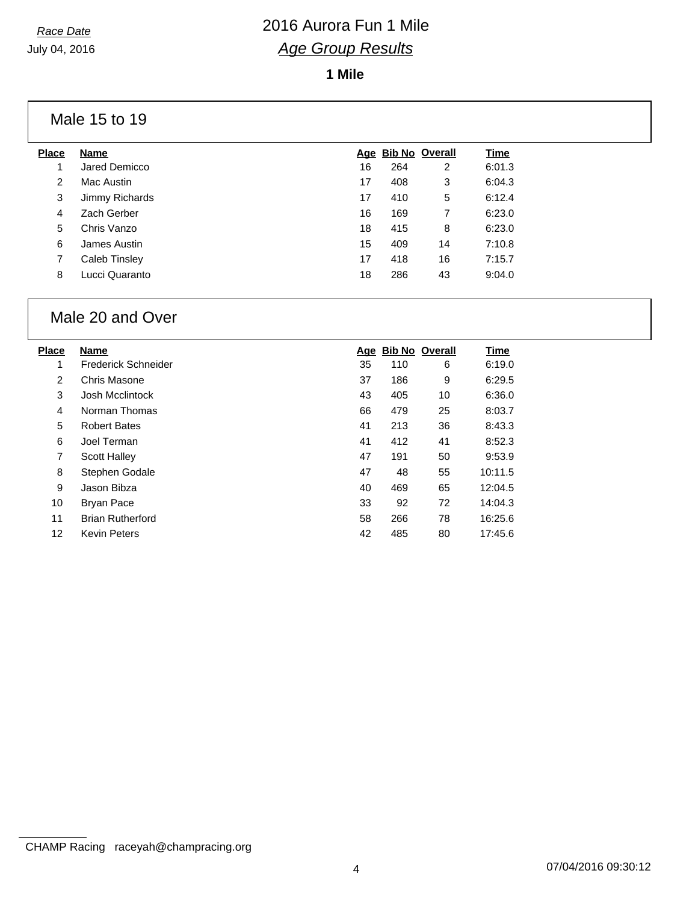Race Date

July 04, 2016

# 2016 Aurora Fun 1 Mile

## *Age Group Results*

**1 Mile**

### Male 15 to 19

| Place | Name | Age | Bib No | Overall | Time |
|---|---|---|---|---|---|
| 1 | Jared Demicco | 16 | 264 | 2 | 6:01.3 |
| 2 | Mac Austin | 17 | 408 | 3 | 6:04.3 |
| 3 | Jimmy Richards | 17 | 410 | 5 | 6:12.4 |
| 4 | Zach Gerber | 16 | 169 | 7 | 6:23.0 |
| 5 | Chris Vanzo | 18 | 415 | 8 | 6:23.0 |
| 6 | James Austin | 15 | 409 | 14 | 7:10.8 |
| 7 | Caleb Tinsley | 17 | 418 | 16 | 7:15.7 |
| 8 | Lucci Quaranto | 18 | 286 | 43 | 9:04.0 |

### Male 20 and Over

| Place | Name | Age | Bib No | Overall | Time |
|---|---|---|---|---|---|
| 1 | Frederick Schneider | 35 | 110 | 6 | 6:19.0 |
| 2 | Chris Masone | 37 | 186 | 9 | 6:29.5 |
| 3 | Josh Mcclintock | 43 | 405 | 10 | 6:36.0 |
| 4 | Norman Thomas | 66 | 479 | 25 | 8:03.7 |
| 5 | Robert Bates | 41 | 213 | 36 | 8:43.3 |
| 6 | Joel Terman | 41 | 412 | 41 | 8:52.3 |
| 7 | Scott Halley | 47 | 191 | 50 | 9:53.9 |
| 8 | Stephen Godale | 47 | 48 | 55 | 10:11.5 |
| 9 | Jason Bibza | 40 | 469 | 65 | 12:04.5 |
| 10 | Bryan Pace | 33 | 92 | 72 | 14:04.3 |
| 11 | Brian Rutherford | 58 | 266 | 78 | 16:25.6 |
| 12 | Kevin Peters | 42 | 485 | 80 | 17:45.6 |

CHAMP Racing raceyah@champracing.org

07/04/2016 09:30:12